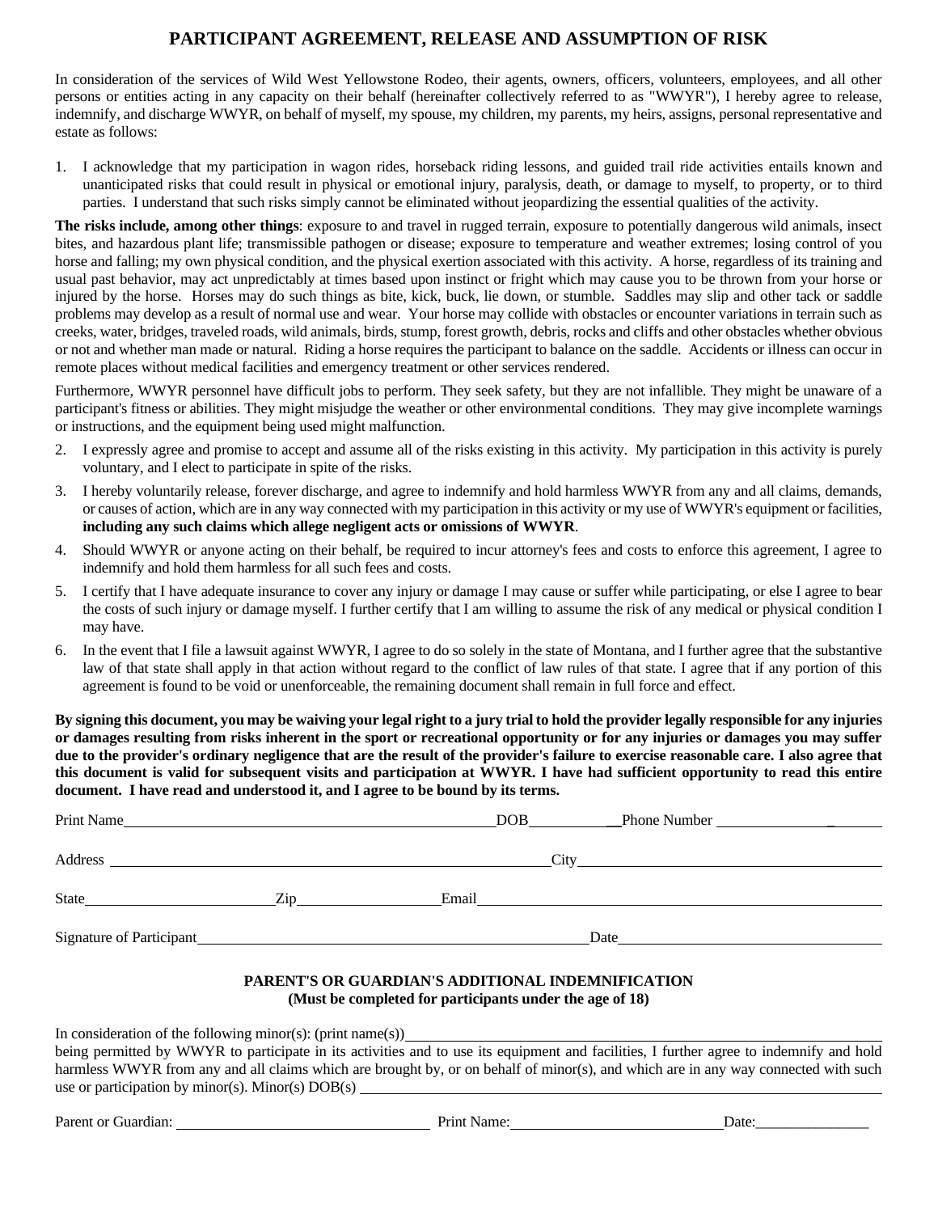# PARTICIPANT AGREEMENT, RELEASE AND ASSUMPTION OF RISK

In consideration of the services of Wild West Yellowstone Rodeo, their agents, owners, officers, volunteers, employees, and all other persons or entities acting in any capacity on their behalf (hereinafter collectively referred to as "WWYR"), I hereby agree to release, indemnify, and discharge WWYR, on behalf of myself, my spouse, my children, my parents, my heirs, assigns, personal representative and estate as follows:

1. I acknowledge that my participation in wagon rides, horseback riding lessons, and guided trail ride activities entails known and unanticipated risks that could result in physical or emotional injury, paralysis, death, or damage to myself, to property, or to third parties. I understand that such risks simply cannot be eliminated without jeopardizing the essential qualities of the activity.

**The risks include, among other things**: exposure to and travel in rugged terrain, exposure to potentially dangerous wild animals, insect bites, and hazardous plant life; transmissible pathogen or disease; exposure to temperature and weather extremes; losing control of you horse and falling; my own physical condition, and the physical exertion associated with this activity. A horse, regardless of its training and usual past behavior, may act unpredictably at times based upon instinct or fright which may cause you to be thrown from your horse or injured by the horse. Horses may do such things as bite, kick, buck, lie down, or stumble. Saddles may slip and other tack or saddle problems may develop as a result of normal use and wear. Your horse may collide with obstacles or encounter variations in terrain such as creeks, water, bridges, traveled roads, wild animals, birds, stump, forest growth, debris, rocks and cliffs and other obstacles whether obvious or not and whether man made or natural. Riding a horse requires the participant to balance on the saddle. Accidents or illness can occur in remote places without medical facilities and emergency treatment or other services rendered.

Furthermore, WWYR personnel have difficult jobs to perform. They seek safety, but they are not infallible. They might be unaware of a participant's fitness or abilities. They might misjudge the weather or other environmental conditions. They may give incomplete warnings or instructions, and the equipment being used might malfunction.

2. I expressly agree and promise to accept and assume all of the risks existing in this activity. My participation in this activity is purely voluntary, and I elect to participate in spite of the risks.
3. I hereby voluntarily release, forever discharge, and agree to indemnify and hold harmless WWYR from any and all claims, demands, or causes of action, which are in any way connected with my participation in this activity or my use of WWYR's equipment or facilities, **including any such claims which allege negligent acts or omissions of WWYR**.
4. Should WWYR or anyone acting on their behalf, be required to incur attorney's fees and costs to enforce this agreement, I agree to indemnify and hold them harmless for all such fees and costs.
5. I certify that I have adequate insurance to cover any injury or damage I may cause or suffer while participating, or else I agree to bear the costs of such injury or damage myself. I further certify that I am willing to assume the risk of any medical or physical condition I may have.
6. In the event that I file a lawsuit against WWYR, I agree to do so solely in the state of Montana, and I further agree that the substantive law of that state shall apply in that action without regard to the conflict of law rules of that state. I agree that if any portion of this agreement is found to be void or unenforceable, the remaining document shall remain in full force and effect.

**By signing this document, you may be waiving your legal right to a jury trial to hold the provider legally responsible for any injuries or damages resulting from risks inherent in the sport or recreational opportunity or for any injuries or damages you may suffer due to the provider's ordinary negligence that are the result of the provider's failure to exercise reasonable care. I also agree that this document is valid for subsequent visits and participation at WWYR. I have had sufficient opportunity to read this entire document. I have read and understood it, and I agree to be bound by its terms.**

Print Name_______________________________ DOB___________ Phone Number ______________

Address _______________________________ City_______________________________

State_______________ Zip_____________ Email_______________________________

Signature of Participant_______________________________ Date_______________________

### PARENT'S OR GUARDIAN'S ADDITIONAL INDEMNIFICATION
**(Must be completed for participants under the age of 18)**

In consideration of the following minor(s): (print name(s))_______________________________ being permitted by WWYR to participate in its activities and to use its equipment and facilities, I further agree to indemnify and hold harmless WWYR from any and all claims which are brought by, or on behalf of minor(s), and which are in any way connected with such use or participation by minor(s). Minor(s) DOB(s) _______________________________

Parent or Guardian: _____________________ Print Name:_____________________ Date:_______________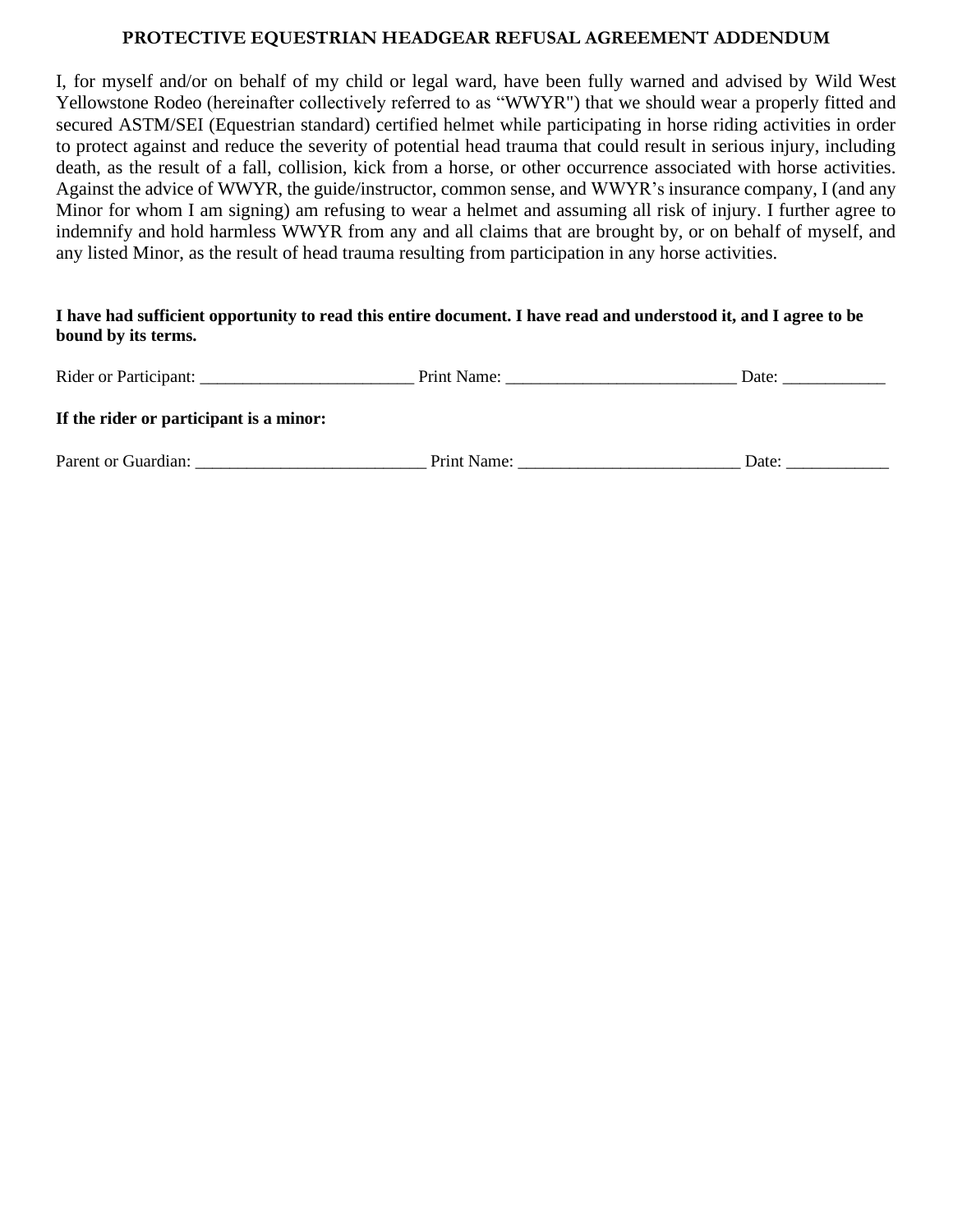# PROTECTIVE EQUESTRIAN HEADGEAR REFUSAL AGREEMENT ADDENDUM

I, for myself and/or on behalf of my child or legal ward, have been fully warned and advised by Wild West Yellowstone Rodeo (hereinafter collectively referred to as "WWYR") that we should wear a properly fitted and secured ASTM/SEI (Equestrian standard) certified helmet while participating in horse riding activities in order to protect against and reduce the severity of potential head trauma that could result in serious injury, including death, as the result of a fall, collision, kick from a horse, or other occurrence associated with horse activities. Against the advice of WWYR, the guide/instructor, common sense, and WWYR's insurance company, I (and any Minor for whom I am signing) am refusing to wear a helmet and assuming all risk of injury. I further agree to indemnify and hold harmless WWYR from any and all claims that are brought by, or on behalf of myself, and any listed Minor, as the result of head trauma resulting from participation in any horse activities.

**I have had sufficient opportunity to read this entire document. I have read and understood it, and I agree to be bound by its terms.**

Rider or Participant: _________________________ Print Name: ___________________________ Date: ____________

**If the rider or participant is a minor:**

Parent or Guardian: ___________________________ Print Name: __________________________ Date: ____________